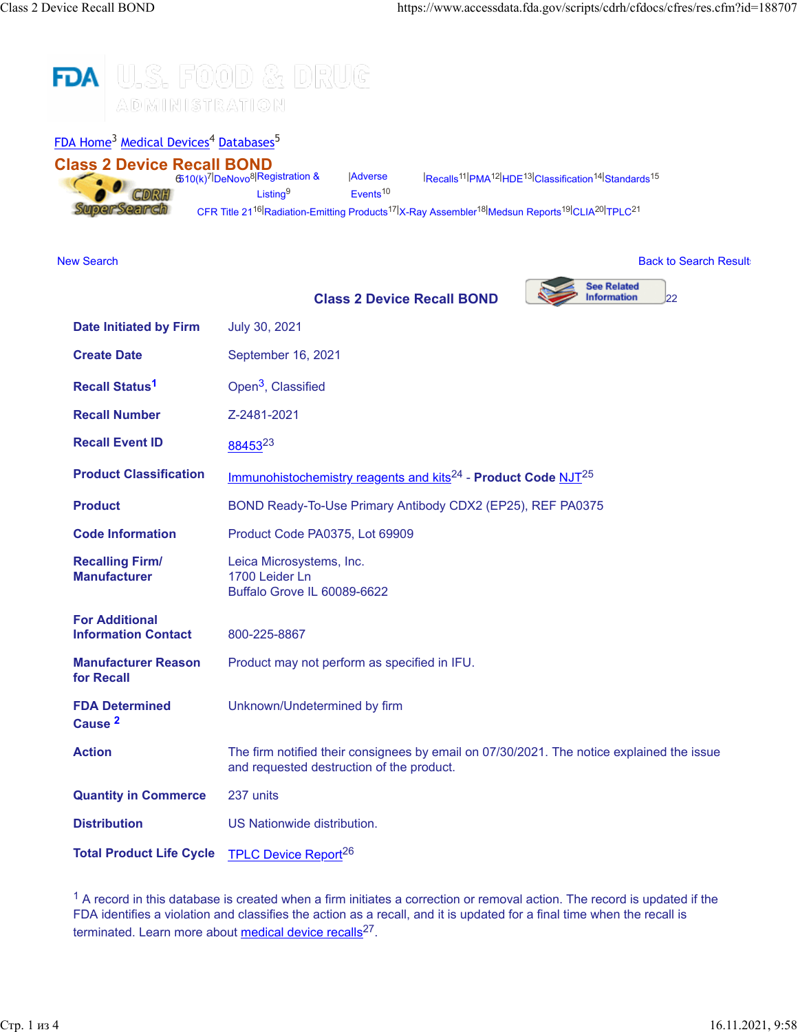FDA U.S. FOOD & DRUG ADMINISTRATION

FDA Home[3] Medical Devices[4] Databases[5]

# Class 2 Device Recall BOND

510(k)[7] | DeNovo[8] | Registration & Listing[9] | Adverse Events[10] | Recalls[11] | PMA[12] | HDE[13] | Classification[14] | Standards[15]
CFR Title 21[16] | Radiation-Emitting Products[17] | X-Ray Assembler[18] | Medsun Reports[19] | CLIA[20] | TPLC[21]

New Search | Back to Search Result

## Class 2 Device Recall BOND

See Related Information[22]

| | |
|---|---|
| **Date Initiated by Firm** | July 30, 2021 |
| **Create Date** | September 16, 2021 |
| **Recall Status**[1] | Open[3], Classified |
| **Recall Number** | Z-2481-2021 |
| **Recall Event ID** | 88453[23] |
| **Product Classification** | Immunohistochemistry reagents and kits[24] - **Product Code** NJT[25] |
| **Product** | BOND Ready-To-Use Primary Antibody CDX2 (EP25), REF PA0375 |
| **Code Information** | Product Code PA0375, Lot 69909 |
| **Recalling Firm/ Manufacturer** | Leica Microsystems, Inc.<br>1700 Leider Ln<br>Buffalo Grove IL 60089-6622 |
| **For Additional Information Contact** | 800-225-8867 |
| **Manufacturer Reason for Recall** | Product may not perform as specified in IFU. |
| **FDA Determined Cause** [2] | Unknown/Undetermined by firm |
| **Action** | The firm notified their consignees by email on 07/30/2021. The notice explained the issue and requested destruction of the product. |
| **Quantity in Commerce** | 237 units |
| **Distribution** | US Nationwide distribution. |
| **Total Product Life Cycle** | TPLC Device Report[26] |

[1] A record in this database is created when a firm initiates a correction or removal action. The record is updated if the FDA identifies a violation and classifies the action as a recall, and it is updated for a final time when the recall is terminated. Learn more about medical device recalls[27].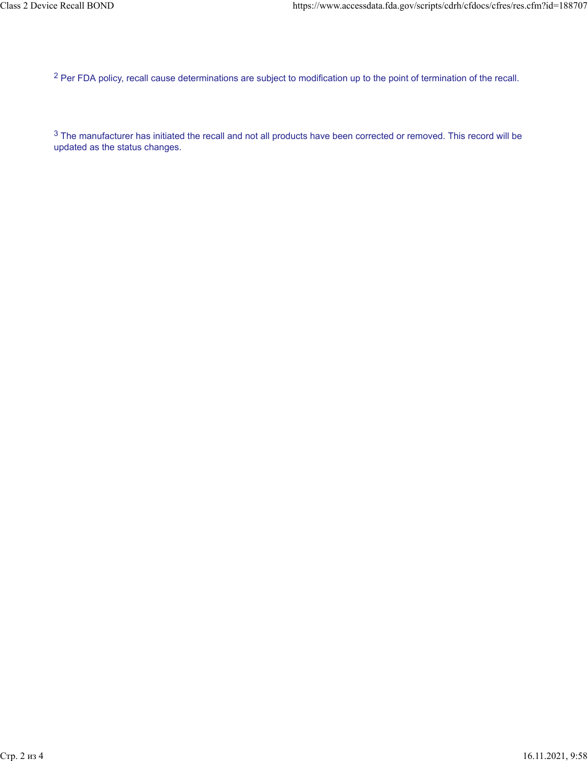[2] Per FDA policy, recall cause determinations are subject to modification up to the point of termination of the recall.

[3] The manufacturer has initiated the recall and not all products have been corrected or removed. This record will be updated as the status changes.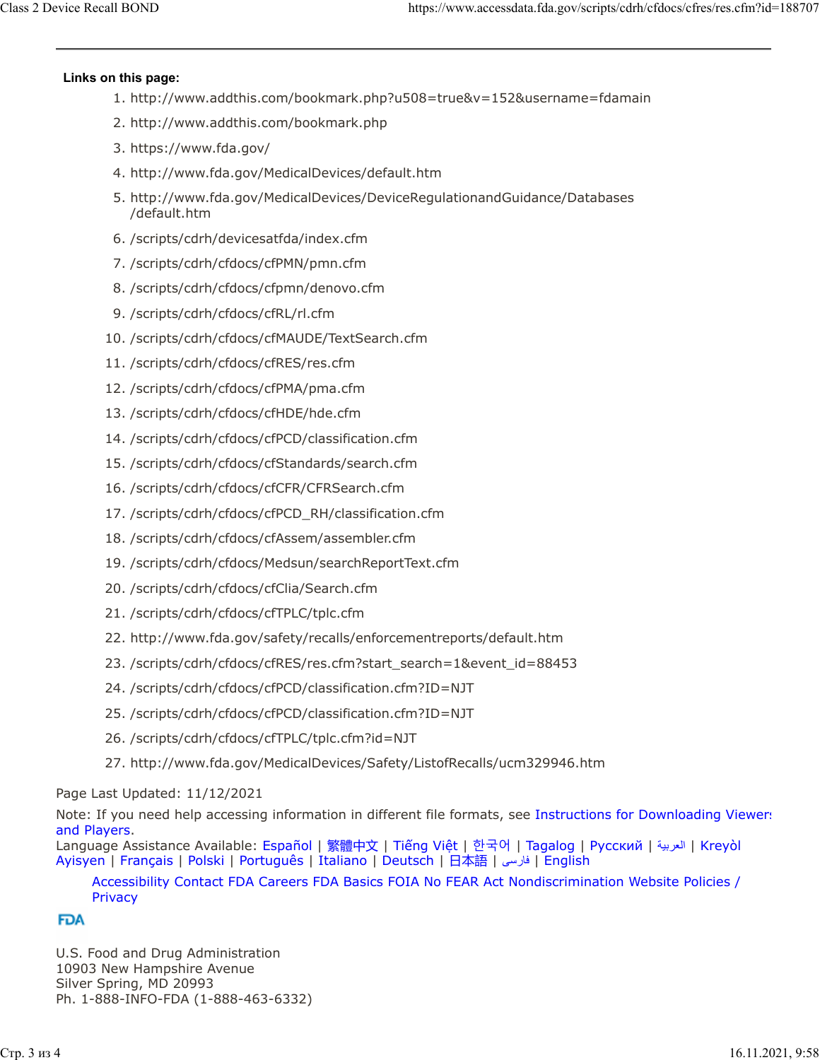**Links on this page:**

1. http://www.addthis.com/bookmark.php?u508=true&v=152&username=fdamain
2. http://www.addthis.com/bookmark.php
3. https://www.fda.gov/
4. http://www.fda.gov/MedicalDevices/default.htm
5. http://www.fda.gov/MedicalDevices/DeviceRegulationandGuidance/Databases/default.htm
6. /scripts/cdrh/devicesatfda/index.cfm
7. /scripts/cdrh/cfdocs/cfPMN/pmn.cfm
8. /scripts/cdrh/cfdocs/cfpmn/denovo.cfm
9. /scripts/cdrh/cfdocs/cfRL/rl.cfm
10. /scripts/cdrh/cfdocs/cfMAUDE/TextSearch.cfm
11. /scripts/cdrh/cfdocs/cfRES/res.cfm
12. /scripts/cdrh/cfdocs/cfPMA/pma.cfm
13. /scripts/cdrh/cfdocs/cfHDE/hde.cfm
14. /scripts/cdrh/cfdocs/cfPCD/classification.cfm
15. /scripts/cdrh/cfdocs/cfStandards/search.cfm
16. /scripts/cdrh/cfdocs/cfCFR/CFRSearch.cfm
17. /scripts/cdrh/cfdocs/cfPCD_RH/classification.cfm
18. /scripts/cdrh/cfdocs/cfAssem/assembler.cfm
19. /scripts/cdrh/cfdocs/Medsun/searchReportText.cfm
20. /scripts/cdrh/cfdocs/cfClia/Search.cfm
21. /scripts/cdrh/cfdocs/cfTPLC/tplc.cfm
22. http://www.fda.gov/safety/recalls/enforcementreports/default.htm
23. /scripts/cdrh/cfdocs/cfRES/res.cfm?start_search=1&event_id=88453
24. /scripts/cdrh/cfdocs/cfPCD/classification.cfm?ID=NJT
25. /scripts/cdrh/cfdocs/cfPCD/classification.cfm?ID=NJT
26. /scripts/cdrh/cfdocs/cfTPLC/tplc.cfm?id=NJT
27. http://www.fda.gov/MedicalDevices/Safety/ListofRecalls/ucm329946.htm

Page Last Updated: 11/12/2021

Note: If you need help accessing information in different file formats, see Instructions for Downloading Viewers and Players.

Language Assistance Available: Español | 繁體中文 | Tiếng Việt | 한국어 | Tagalog | Русский | العربية | Kreyòl Ayisyen | Français | Polski | Português | Italiano | Deutsch | 日本語 | فارسی | English

Accessibility Contact FDA Careers FDA Basics FOIA No FEAR Act Nondiscrimination Website Policies / Privacy

FDA

U.S. Food and Drug Administration
10903 New Hampshire Avenue
Silver Spring, MD 20993
Ph. 1-888-INFO-FDA (1-888-463-6332)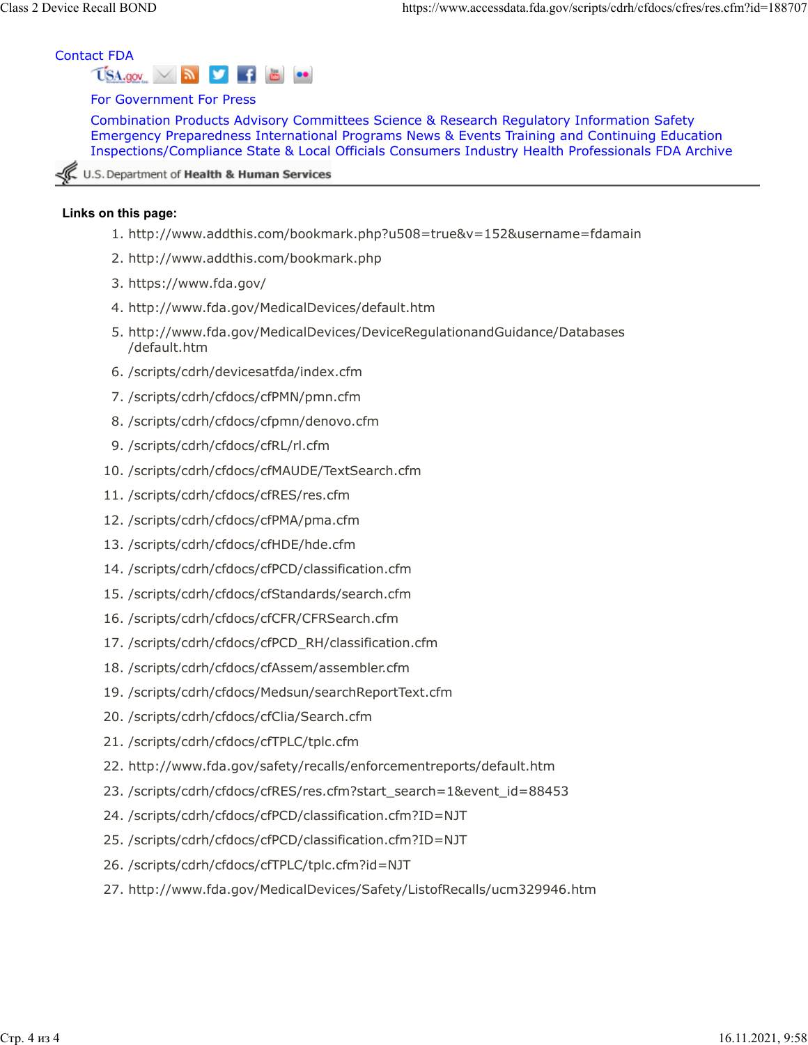Contact FDA

For Government For Press

Combination Products Advisory Committees Science & Research Regulatory Information Safety Emergency Preparedness International Programs News & Events Training and Continuing Education Inspections/Compliance State & Local Officials Consumers Industry Health Professionals FDA Archive

U.S. Department of **Health & Human Services**

**Links on this page:**

1. http://www.addthis.com/bookmark.php?u508=true&v=152&username=fdamain
2. http://www.addthis.com/bookmark.php
3. https://www.fda.gov/
4. http://www.fda.gov/MedicalDevices/default.htm
5. http://www.fda.gov/MedicalDevices/DeviceRegulationandGuidance/Databases/default.htm
6. /scripts/cdrh/devicesatfda/index.cfm
7. /scripts/cdrh/cfdocs/cfPMN/pmn.cfm
8. /scripts/cdrh/cfdocs/cfpmn/denovo.cfm
9. /scripts/cdrh/cfdocs/cfRL/rl.cfm
10. /scripts/cdrh/cfdocs/cfMAUDE/TextSearch.cfm
11. /scripts/cdrh/cfdocs/cfRES/res.cfm
12. /scripts/cdrh/cfdocs/cfPMA/pma.cfm
13. /scripts/cdrh/cfdocs/cfHDE/hde.cfm
14. /scripts/cdrh/cfdocs/cfPCD/classification.cfm
15. /scripts/cdrh/cfdocs/cfStandards/search.cfm
16. /scripts/cdrh/cfdocs/cfCFR/CFRSearch.cfm
17. /scripts/cdrh/cfdocs/cfPCD_RH/classification.cfm
18. /scripts/cdrh/cfdocs/cfAssem/assembler.cfm
19. /scripts/cdrh/cfdocs/Medsun/searchReportText.cfm
20. /scripts/cdrh/cfdocs/cfClia/Search.cfm
21. /scripts/cdrh/cfdocs/cfTPLC/tplc.cfm
22. http://www.fda.gov/safety/recalls/enforcementreports/default.htm
23. /scripts/cdrh/cfdocs/cfRES/res.cfm?start_search=1&event_id=88453
24. /scripts/cdrh/cfdocs/cfPCD/classification.cfm?ID=NJT
25. /scripts/cdrh/cfdocs/cfPCD/classification.cfm?ID=NJT
26. /scripts/cdrh/cfdocs/cfTPLC/tplc.cfm?id=NJT
27. http://www.fda.gov/MedicalDevices/Safety/ListofRecalls/ucm329946.htm